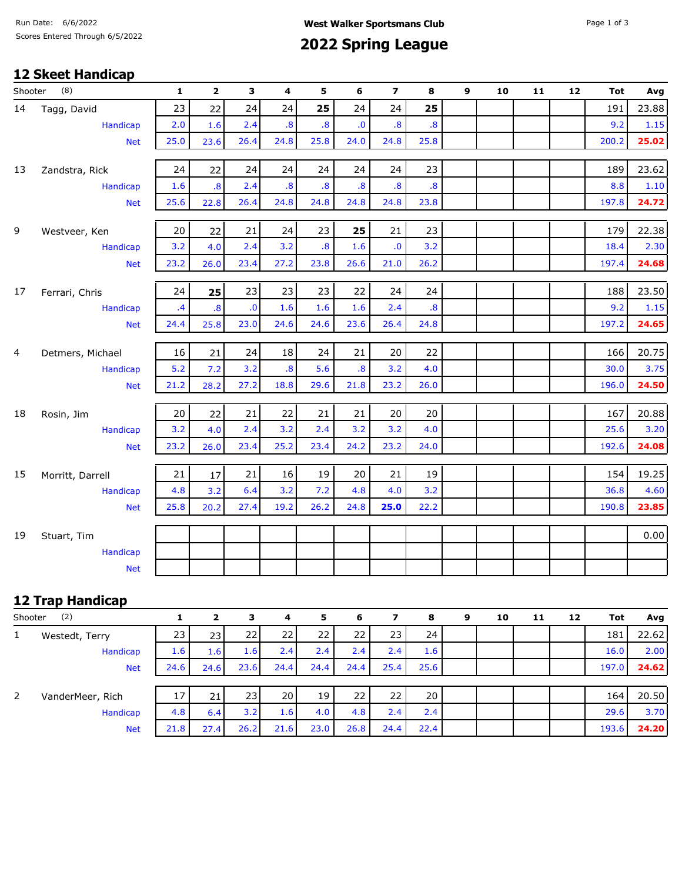West Walker Sportsmans Club

# 2022 Spring League

Run Date: 6/6/2022
Scores Entered Through 6/5/2022

## 12 Skeet Handicap

| Shooter (8) | | 1 | 2 | 3 | 4 | 5 | 6 | 7 | 8 | 9 | 10 | 11 | 12 | Tot | Avg |
|---|---|---|---|---|---|---|---|---|---|---|---|---|---|---|---|
| 14 | Tagg, David | 23 | 22 | 24 | 24 | **25** | 24 | 24 | **25** | | | | | 191 | 23.88 |
| | Handicap | 2.0 | 1.6 | 2.4 | .8 | .8 | .0 | .8 | .8 | | | | | 9.2 | 1.15 |
| | Net | 25.0 | 23.6 | 26.4 | 24.8 | 25.8 | 24.0 | 24.8 | 25.8 | | | | | 200.2 | **25.02** |
| 13 | Zandstra, Rick | 24 | 22 | 24 | 24 | 24 | 24 | 24 | 23 | | | | | 189 | 23.62 |
| | Handicap | 1.6 | .8 | 2.4 | .8 | .8 | .8 | .8 | .8 | | | | | 8.8 | 1.10 |
| | Net | 25.6 | 22.8 | 26.4 | 24.8 | 24.8 | 24.8 | 24.8 | 23.8 | | | | | 197.8 | **24.72** |
| 9 | Westveer, Ken | 20 | 22 | 21 | 24 | 23 | **25** | 21 | 23 | | | | | 179 | 22.38 |
| | Handicap | 3.2 | 4.0 | 2.4 | 3.2 | .8 | 1.6 | .0 | 3.2 | | | | | 18.4 | 2.30 |
| | Net | 23.2 | 26.0 | 23.4 | 27.2 | 23.8 | 26.6 | 21.0 | 26.2 | | | | | 197.4 | **24.68** |
| 17 | Ferrari, Chris | 24 | **25** | 23 | 23 | 23 | 22 | 24 | 24 | | | | | 188 | 23.50 |
| | Handicap | .4 | .8 | .0 | 1.6 | 1.6 | 1.6 | 2.4 | .8 | | | | | 9.2 | 1.15 |
| | Net | 24.4 | 25.8 | 23.0 | 24.6 | 24.6 | 23.6 | 26.4 | 24.8 | | | | | 197.2 | **24.65** |
| 4 | Detmers, Michael | 16 | 21 | 24 | 18 | 24 | 21 | 20 | 22 | | | | | 166 | 20.75 |
| | Handicap | 5.2 | 7.2 | 3.2 | .8 | 5.6 | .8 | 3.2 | 4.0 | | | | | 30.0 | 3.75 |
| | Net | 21.2 | 28.2 | 27.2 | 18.8 | 29.6 | 21.8 | 23.2 | 26.0 | | | | | 196.0 | **24.50** |
| 18 | Rosin, Jim | 20 | 22 | 21 | 22 | 21 | 21 | 20 | 20 | | | | | 167 | 20.88 |
| | Handicap | 3.2 | 4.0 | 2.4 | 3.2 | 2.4 | 3.2 | 3.2 | 4.0 | | | | | 25.6 | 3.20 |
| | Net | 23.2 | 26.0 | 23.4 | 25.2 | 23.4 | 24.2 | 23.2 | 24.0 | | | | | 192.6 | **24.08** |
| 15 | Morritt, Darrell | 21 | 17 | 21 | 16 | 19 | 20 | 21 | 19 | | | | | 154 | 19.25 |
| | Handicap | 4.8 | 3.2 | 6.4 | 3.2 | 7.2 | 4.8 | 4.0 | 3.2 | | | | | 36.8 | 4.60 |
| | Net | 25.8 | 20.2 | 27.4 | 19.2 | 26.2 | 24.8 | **25.0** | 22.2 | | | | | 190.8 | **23.85** |
| 19 | Stuart, Tim | | | | | | | | | | | | | | 0.00 |
| | Handicap | | | | | | | | | | | | | | |
| | Net | | | | | | | | | | | | | | |

## 12 Trap Handicap

| Shooter (2) | | 1 | 2 | 3 | 4 | 5 | 6 | 7 | 8 | 9 | 10 | 11 | 12 | Tot | Avg |
|---|---|---|---|---|---|---|---|---|---|---|---|---|---|---|---|
| 1 | Westedt, Terry | 23 | 23 | 22 | 22 | 22 | 22 | 23 | 24 | | | | | 181 | 22.62 |
| | Handicap | 1.6 | 1.6 | 1.6 | 2.4 | 2.4 | 2.4 | 2.4 | 1.6 | | | | | 16.0 | 2.00 |
| | Net | 24.6 | 24.6 | 23.6 | 24.4 | 24.4 | 24.4 | 25.4 | 25.6 | | | | | 197.0 | **24.62** |
| 2 | VanderMeer, Rich | 17 | 21 | 23 | 20 | 19 | 22 | 22 | 20 | | | | | 164 | 20.50 |
| | Handicap | 4.8 | 6.4 | 3.2 | 1.6 | 4.0 | 4.8 | 2.4 | 2.4 | | | | | 29.6 | 3.70 |
| | Net | 21.8 | 27.4 | 26.2 | 21.6 | 23.0 | 26.8 | 24.4 | 22.4 | | | | | 193.6 | **24.20** |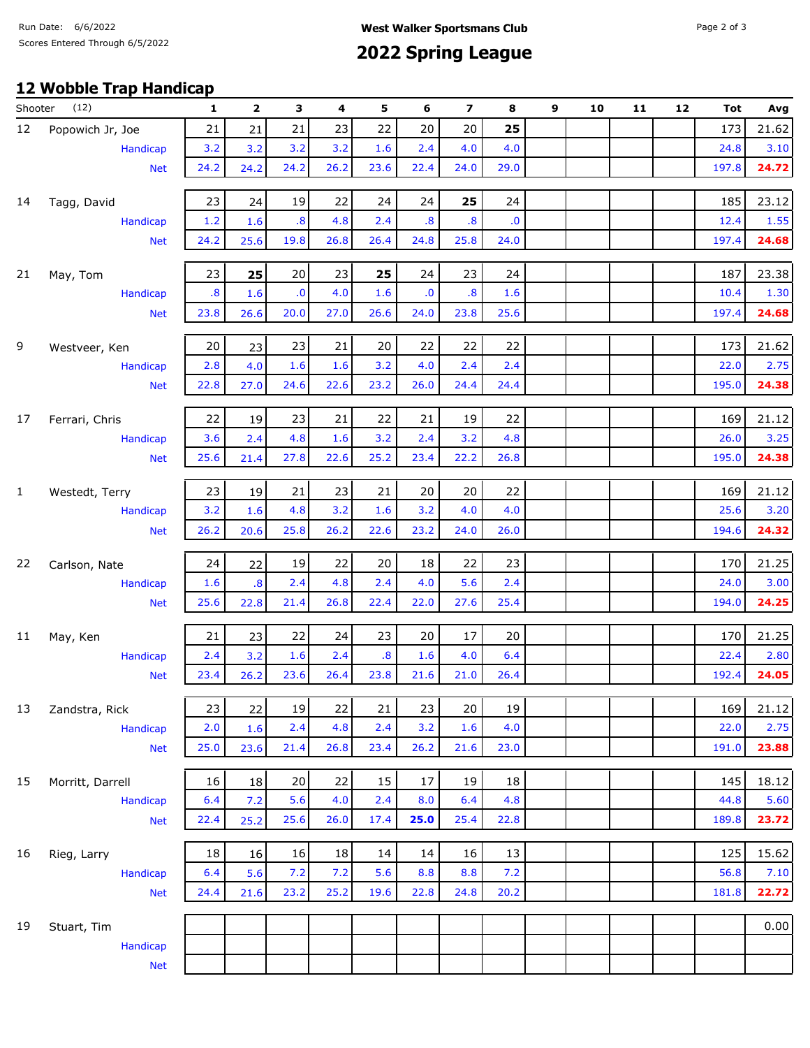Run Date: 6/6/2022
Scores Entered Through 6/5/2022

**West Walker Sportsmans Club**

# 2022 Spring League

## 12 Wobble Trap Handicap

| Shooter | (12) | 1 | 2 | 3 | 4 | 5 | 6 | 7 | 8 | 9 | 10 | 11 | 12 | Tot | Avg |
|---|---|---|---|---|---|---|---|---|---|---|---|---|---|---|---|
| 12 | Popowich Jr, Joe | 21 | 21 | 21 | 23 | 22 | 20 | 20 | **25** | | | | | 173 | 21.62 |
| | Handicap | 3.2 | 3.2 | 3.2 | 3.2 | 1.6 | 2.4 | 4.0 | 4.0 | | | | | 24.8 | 3.10 |
| | Net | 24.2 | 24.2 | 24.2 | 26.2 | 23.6 | 22.4 | 24.0 | 29.0 | | | | | 197.8 | **24.72** |
| 14 | Tagg, David | 23 | 24 | 19 | 22 | 24 | 24 | **25** | 24 | | | | | 185 | 23.12 |
| | Handicap | 1.2 | 1.6 | .8 | 4.8 | 2.4 | .8 | .8 | .0 | | | | | 12.4 | 1.55 |
| | Net | 24.2 | 25.6 | 19.8 | 26.8 | 26.4 | 24.8 | 25.8 | 24.0 | | | | | 197.4 | **24.68** |
| 21 | May, Tom | 23 | **25** | 20 | 23 | **25** | 24 | 23 | 24 | | | | | 187 | 23.38 |
| | Handicap | .8 | 1.6 | .0 | 4.0 | 1.6 | .0 | .8 | 1.6 | | | | | 10.4 | 1.30 |
| | Net | 23.8 | 26.6 | 20.0 | 27.0 | 26.6 | 24.0 | 23.8 | 25.6 | | | | | 197.4 | **24.68** |
| 9 | Westveer, Ken | 20 | 23 | 23 | 21 | 20 | 22 | 22 | 22 | | | | | 173 | 21.62 |
| | Handicap | 2.8 | 4.0 | 1.6 | 1.6 | 3.2 | 4.0 | 2.4 | 2.4 | | | | | 22.0 | 2.75 |
| | Net | 22.8 | 27.0 | 24.6 | 22.6 | 23.2 | 26.0 | 24.4 | 24.4 | | | | | 195.0 | **24.38** |
| 17 | Ferrari, Chris | 22 | 19 | 23 | 21 | 22 | 21 | 19 | 22 | | | | | 169 | 21.12 |
| | Handicap | 3.6 | 2.4 | 4.8 | 1.6 | 3.2 | 2.4 | 3.2 | 4.8 | | | | | 26.0 | 3.25 |
| | Net | 25.6 | 21.4 | 27.8 | 22.6 | 25.2 | 23.4 | 22.2 | 26.8 | | | | | 195.0 | **24.38** |
| 1 | Westedt, Terry | 23 | 19 | 21 | 23 | 21 | 20 | 20 | 22 | | | | | 169 | 21.12 |
| | Handicap | 3.2 | 1.6 | 4.8 | 3.2 | 1.6 | 3.2 | 4.0 | 4.0 | | | | | 25.6 | 3.20 |
| | Net | 26.2 | 20.6 | 25.8 | 26.2 | 22.6 | 23.2 | 24.0 | 26.0 | | | | | 194.6 | **24.32** |
| 22 | Carlson, Nate | 24 | 22 | 19 | 22 | 20 | 18 | 22 | 23 | | | | | 170 | 21.25 |
| | Handicap | 1.6 | .8 | 2.4 | 4.8 | 2.4 | 4.0 | 5.6 | 2.4 | | | | | 24.0 | 3.00 |
| | Net | 25.6 | 22.8 | 21.4 | 26.8 | 22.4 | 22.0 | 27.6 | 25.4 | | | | | 194.0 | **24.25** |
| 11 | May, Ken | 21 | 23 | 22 | 24 | 23 | 20 | 17 | 20 | | | | | 170 | 21.25 |
| | Handicap | 2.4 | 3.2 | 1.6 | 2.4 | .8 | 1.6 | 4.0 | 6.4 | | | | | 22.4 | 2.80 |
| | Net | 23.4 | 26.2 | 23.6 | 26.4 | 23.8 | 21.6 | 21.0 | 26.4 | | | | | 192.4 | **24.05** |
| 13 | Zandstra, Rick | 23 | 22 | 19 | 22 | 21 | 23 | 20 | 19 | | | | | 169 | 21.12 |
| | Handicap | 2.0 | 1.6 | 2.4 | 4.8 | 2.4 | 3.2 | 1.6 | 4.0 | | | | | 22.0 | 2.75 |
| | Net | 25.0 | 23.6 | 21.4 | 26.8 | 23.4 | 26.2 | 21.6 | 23.0 | | | | | 191.0 | **23.88** |
| 15 | Morritt, Darrell | 16 | 18 | 20 | 22 | 15 | 17 | 19 | 18 | | | | | 145 | 18.12 |
| | Handicap | 6.4 | 7.2 | 5.6 | 4.0 | 2.4 | 8.0 | 6.4 | 4.8 | | | | | 44.8 | 5.60 |
| | Net | 22.4 | 25.2 | 25.6 | 26.0 | 17.4 | **25.0** | 25.4 | 22.8 | | | | | 189.8 | **23.72** |
| 16 | Rieg, Larry | 18 | 16 | 16 | 18 | 14 | 14 | 16 | 13 | | | | | 125 | 15.62 |
| | Handicap | 6.4 | 5.6 | 7.2 | 7.2 | 5.6 | 8.8 | 8.8 | 7.2 | | | | | 56.8 | 7.10 |
| | Net | 24.4 | 21.6 | 23.2 | 25.2 | 19.6 | 22.8 | 24.8 | 20.2 | | | | | 181.8 | **22.72** |
| 19 | Stuart, Tim | | | | | | | | | | | | | | 0.00 |
| | Handicap | | | | | | | | | | | | | | |
| | Net | | | | | | | | | | | | | | |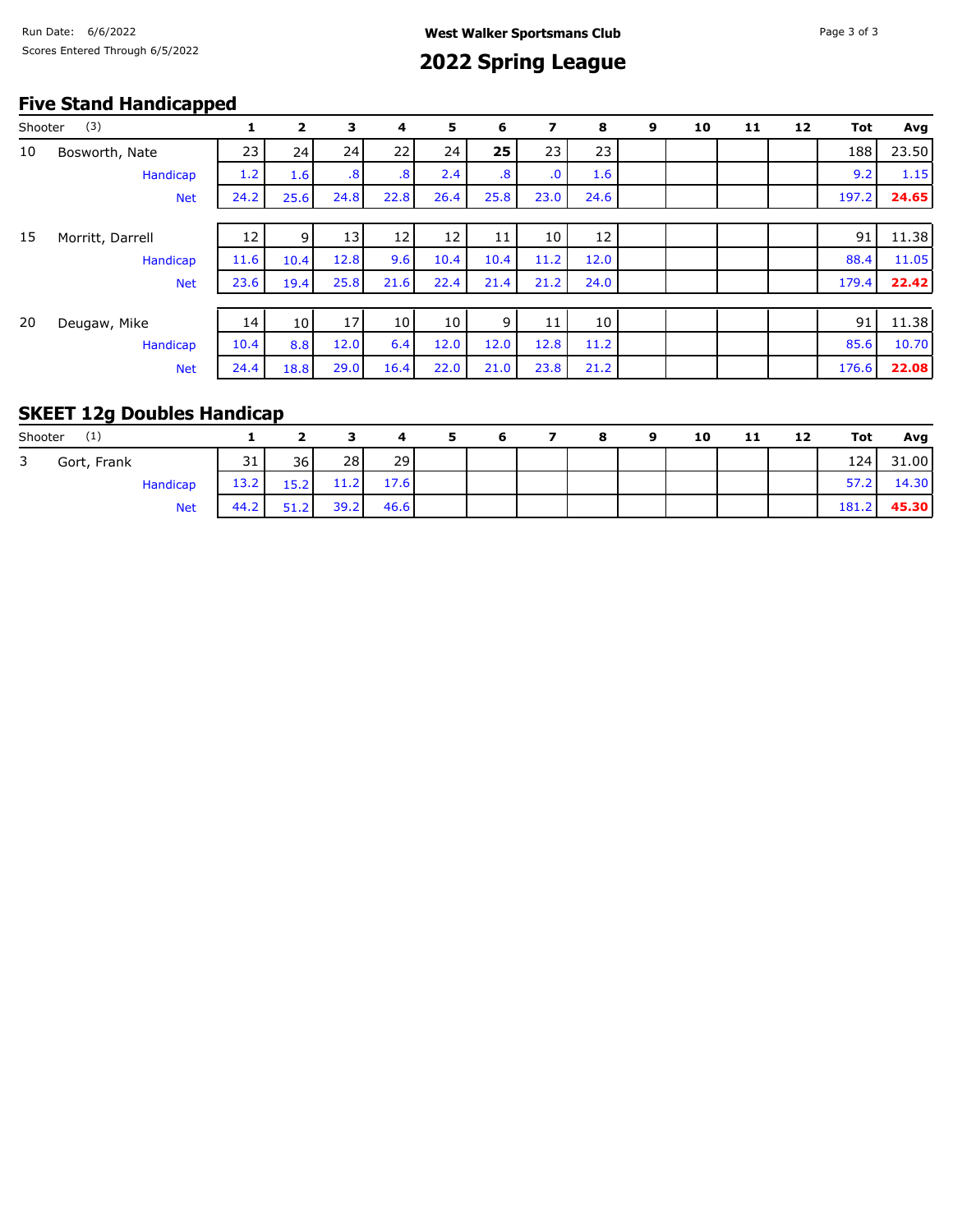Run Date: 6/6/2022
Scores Entered Through 6/5/2022

**West Walker Sportsmans Club**

# 2022 Spring League

## Five Stand Handicapped

| Shooter | (3) | | 1 | 2 | 3 | 4 | 5 | 6 | 7 | 8 | 9 | 10 | 11 | 12 | Tot | Avg |
|---|---|---|---|---|---|---|---|---|---|---|---|---|---|---|---|---|
| 10 | Bosworth, Nate | | 23 | 24 | 24 | 22 | 24 | **25** | 23 | 23 | | | | | 188 | 23.50 |
| | | Handicap | 1.2 | 1.6 | .8 | .8 | 2.4 | .8 | .0 | 1.6 | | | | | 9.2 | 1.15 |
| | | Net | 24.2 | 25.6 | 24.8 | 22.8 | 26.4 | 25.8 | 23.0 | 24.6 | | | | | 197.2 | **24.65** |
| 15 | Morritt, Darrell | | 12 | 9 | 13 | 12 | 12 | 11 | 10 | 12 | | | | | 91 | 11.38 |
| | | Handicap | 11.6 | 10.4 | 12.8 | 9.6 | 10.4 | 10.4 | 11.2 | 12.0 | | | | | 88.4 | 11.05 |
| | | Net | 23.6 | 19.4 | 25.8 | 21.6 | 22.4 | 21.4 | 21.2 | 24.0 | | | | | 179.4 | **22.42** |
| 20 | Deugaw, Mike | | 14 | 10 | 17 | 10 | 10 | 9 | 11 | 10 | | | | | 91 | 11.38 |
| | | Handicap | 10.4 | 8.8 | 12.0 | 6.4 | 12.0 | 12.0 | 12.8 | 11.2 | | | | | 85.6 | 10.70 |
| | | Net | 24.4 | 18.8 | 29.0 | 16.4 | 22.0 | 21.0 | 23.8 | 21.2 | | | | | 176.6 | **22.08** |

## SKEET 12g Doubles Handicap

| Shooter | (1) | | 1 | 2 | 3 | 4 | 5 | 6 | 7 | 8 | 9 | 10 | 11 | 12 | Tot | Avg |
|---|---|---|---|---|---|---|---|---|---|---|---|---|---|---|---|---|
| 3 | Gort, Frank | | 31 | 36 | 28 | 29 | | | | | | | | | 124 | 31.00 |
| | | Handicap | 13.2 | 15.2 | 11.2 | 17.6 | | | | | | | | | 57.2 | 14.30 |
| | | Net | 44.2 | 51.2 | 39.2 | 46.6 | | | | | | | | | 181.2 | **45.30** |